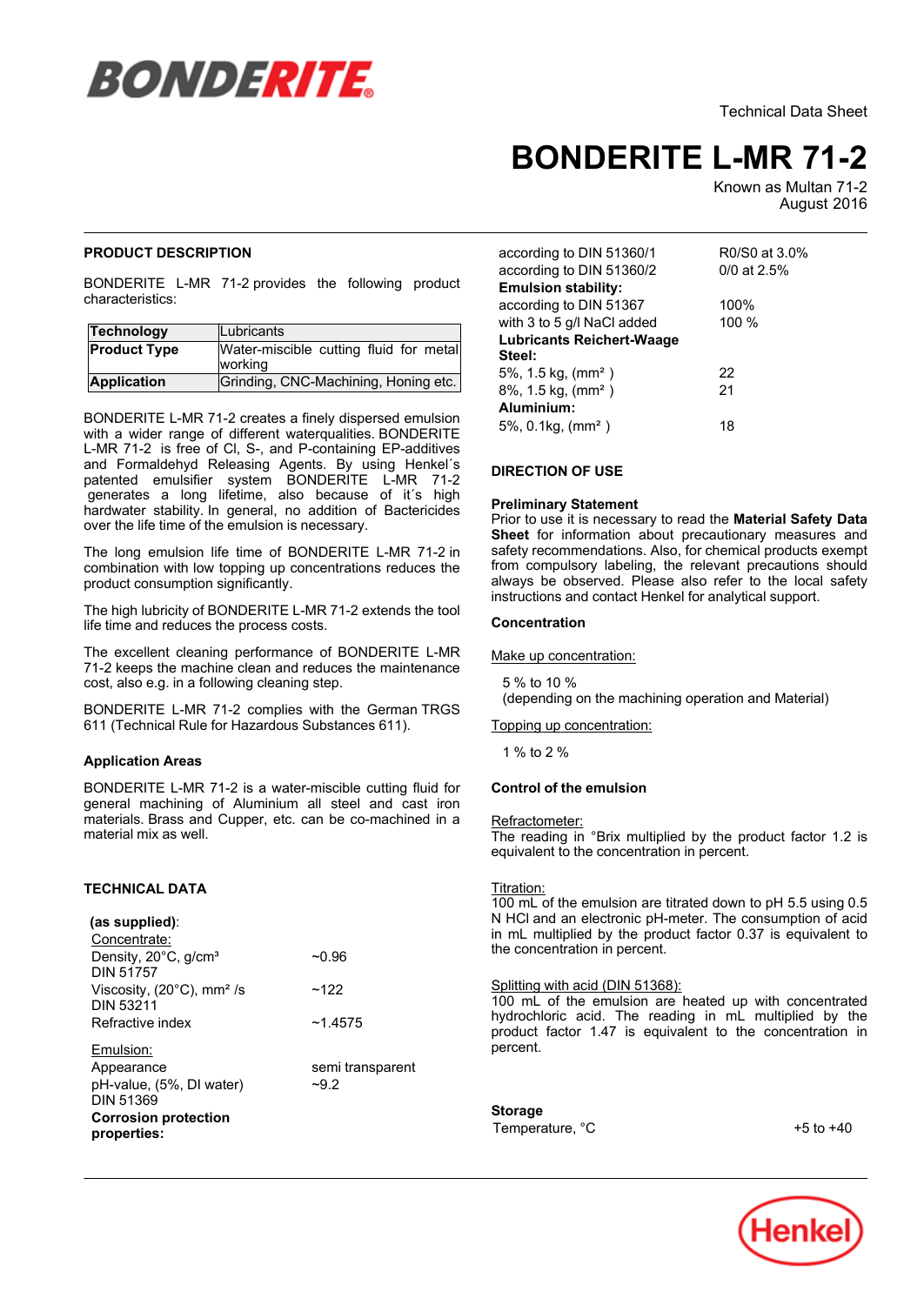BONDERITE

Technical Data Sheet

# BONDERITE L-MR 71-2

Known as Multan 71-2
August 2016

## PRODUCT DESCRIPTION

BONDERITE L-MR 71-2 provides the following product characteristics:

| Technology | Lubricants |
|---|---|
| **Product Type** | Water-miscible cutting fluid for metal working |
| **Application** | Grinding, CNC-Machining, Honing etc. |

BONDERITE L-MR 71-2 creates a finely dispersed emulsion with a wider range of different waterqualities. BONDERITE L-MR 71-2 is free of Cl, S-, and P-containing EP-additives and Formaldehyd Releasing Agents. By using Henkel´s patented emulsifier system BONDERITE L-MR 71-2 generates a long lifetime, also because of it´s high hardwater stability. In general, no addition of Bactericides over the life time of the emulsion is necessary.

The long emulsion life time of BONDERITE L-MR 71-2 in combination with low topping up concentrations reduces the product consumption significantly.

The high lubricity of BONDERITE L-MR 71-2 extends the tool life time and reduces the process costs.

The excellent cleaning performance of BONDERITE L-MR 71-2 keeps the machine clean and reduces the maintenance cost, also e.g. in a following cleaning step.

BONDERITE L-MR 71-2 complies with the German TRGS 611 (Technical Rule for Hazardous Substances 611).

### Application Areas

BONDERITE L-MR 71-2 is a water-miscible cutting fluid for general machining of Aluminium all steel and cast iron materials. Brass and Cupper, etc. can be co-machined in a material mix as well.

## TECHNICAL DATA

**(as supplied)**:

Concentrate:

| | |
|---|---|
| Density, 20°C, g/cm³ DIN 51757 | ~0.96 |
| Viscosity, (20°C), mm² /s DIN 53211 | ~122 |
| Refractive index | ~1.4575 |

Emulsion:

| | |
|---|---|
| Appearance | semi transparent |
| pH-value, (5%, DI water) DIN 51369 | ~9.2 |
| **Corrosion protection properties:** | |
| according to DIN 51360/1 | R0/S0 at 3.0% |
| according to DIN 51360/2 | 0/0 at 2.5% |
| **Emulsion stability:** | |
| according to DIN 51367 | 100% |
| with 3 to 5 g/l NaCl added | 100 % |
| **Lubricants Reichert-Waage** | |
| **Steel:** | |
| 5%, 1.5 kg, (mm² ) | 22 |
| 8%, 1.5 kg, (mm² ) | 21 |
| **Aluminium:** | |
| 5%, 0.1kg, (mm² ) | 18 |

## DIRECTION OF USE

### Preliminary Statement

Prior to use it is necessary to read the **Material Safety Data Sheet** for information about precautionary measures and safety recommendations. Also, for chemical products exempt from compulsory labeling, the relevant precautions should always be observed. Please also refer to the local safety instructions and contact Henkel for analytical support.

### Concentration

Make up concentration:

5 % to 10 %
(depending on the machining operation and Material)

Topping up concentration:

1 % to 2 %

### Control of the emulsion

Refractometer:
The reading in °Brix multiplied by the product factor 1.2 is equivalent to the concentration in percent.

Titration:
100 mL of the emulsion are titrated down to pH 5.5 using 0.5 N HCl and an electronic pH-meter. The consumption of acid in mL multiplied by the product factor 0.37 is equivalent to the concentration in percent.

Splitting with acid (DIN 51368):
100 mL of the emulsion are heated up with concentrated hydrochloric acid. The reading in mL multiplied by the product factor 1.47 is equivalent to the concentration in percent.

### Storage

| | |
|---|---|
| Temperature, °C | +5 to +40 |

Henkel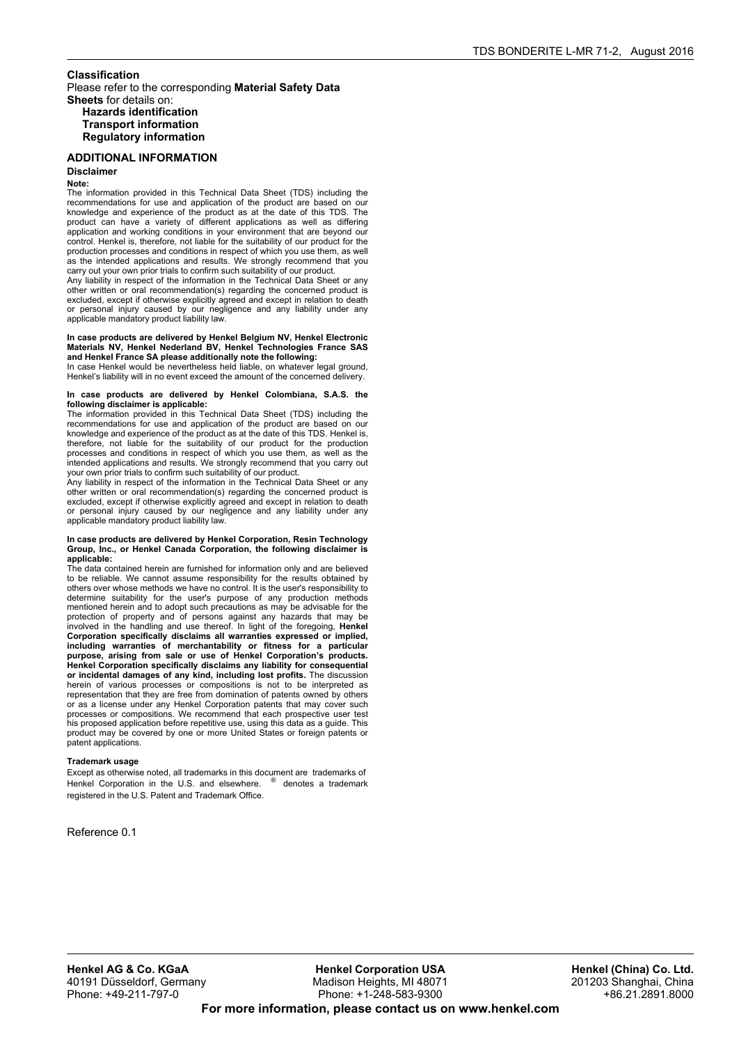**Classification**

Please refer to the corresponding **Material Safety Data Sheets** for details on:

**Hazards identification**
**Transport information**
**Regulatory information**

## ADDITIONAL INFORMATION

### Disclaimer

**Note:**
The information provided in this Technical Data Sheet (TDS) including the recommendations for use and application of the product are based on our knowledge and experience of the product as at the date of this TDS. The product can have a variety of different applications as well as differing application and working conditions in your environment that are beyond our control. Henkel is, therefore, not liable for the suitability of our product for the production processes and conditions in respect of which you use them, as well as the intended applications and results. We strongly recommend that you carry out your own prior trials to confirm such suitability of our product.
Any liability in respect of the information in the Technical Data Sheet or any other written or oral recommendation(s) regarding the concerned product is excluded, except if otherwise explicitly agreed and except in relation to death or personal injury caused by our negligence and any liability under any applicable mandatory product liability law.

**In case products are delivered by Henkel Belgium NV, Henkel Electronic Materials NV, Henkel Nederland BV, Henkel Technologies France SAS and Henkel France SA please additionally note the following:**
In case Henkel would be nevertheless held liable, on whatever legal ground, Henkel's liability will in no event exceed the amount of the concerned delivery.

**In case products are delivered by Henkel Colombiana, S.A.S. the following disclaimer is applicable:**
The information provided in this Technical Data Sheet (TDS) including the recommendations for use and application of the product are based on our knowledge and experience of the product as at the date of this TDS. Henkel is, therefore, not liable for the suitability of our product for the production processes and conditions in respect of which you use them, as well as the intended applications and results. We strongly recommend that you carry out your own prior trials to confirm such suitability of our product.
Any liability in respect of the information in the Technical Data Sheet or any other written or oral recommendation(s) regarding the concerned product is excluded, except if otherwise explicitly agreed and except in relation to death or personal injury caused by our negligence and any liability under any applicable mandatory product liability law.

**In case products are delivered by Henkel Corporation, Resin Technology Group, Inc., or Henkel Canada Corporation, the following disclaimer is applicable:**
The data contained herein are furnished for information only and are believed to be reliable. We cannot assume responsibility for the results obtained by others over whose methods we have no control. It is the user's responsibility to determine suitability for the user's purpose of any production methods mentioned herein and to adopt such precautions as may be advisable for the protection of property and of persons against any hazards that may be involved in the handling and use thereof. In light of the foregoing, **Henkel Corporation specifically disclaims all warranties expressed or implied, including warranties of merchantability or fitness for a particular purpose, arising from sale or use of Henkel Corporation's products. Henkel Corporation specifically disclaims any liability for consequential or incidental damages of any kind, including lost profits.** The discussion herein of various processes or compositions is not to be interpreted as representation that they are free from domination of patents owned by others or as a license under any Henkel Corporation patents that may cover such processes or compositions. We recommend that each prospective user test his proposed application before repetitive use, using this data as a guide. This product may be covered by one or more United States or foreign patents or patent applications.

**Trademark usage**
Except as otherwise noted, all trademarks in this document are trademarks of Henkel Corporation in the U.S. and elsewhere. ® denotes a trademark registered in the U.S. Patent and Trademark Office.

Reference 0.1

**Henkel AG & Co. KGaA**
40191 Düsseldorf, Germany
Phone: +49-211-797-0

**Henkel Corporation USA**
Madison Heights, MI 48071
Phone: +1-248-583-9300

**Henkel (China) Co. Ltd.**
201203 Shanghai, China
+86.21.2891.8000

**For more information, please contact us on www.henkel.com**